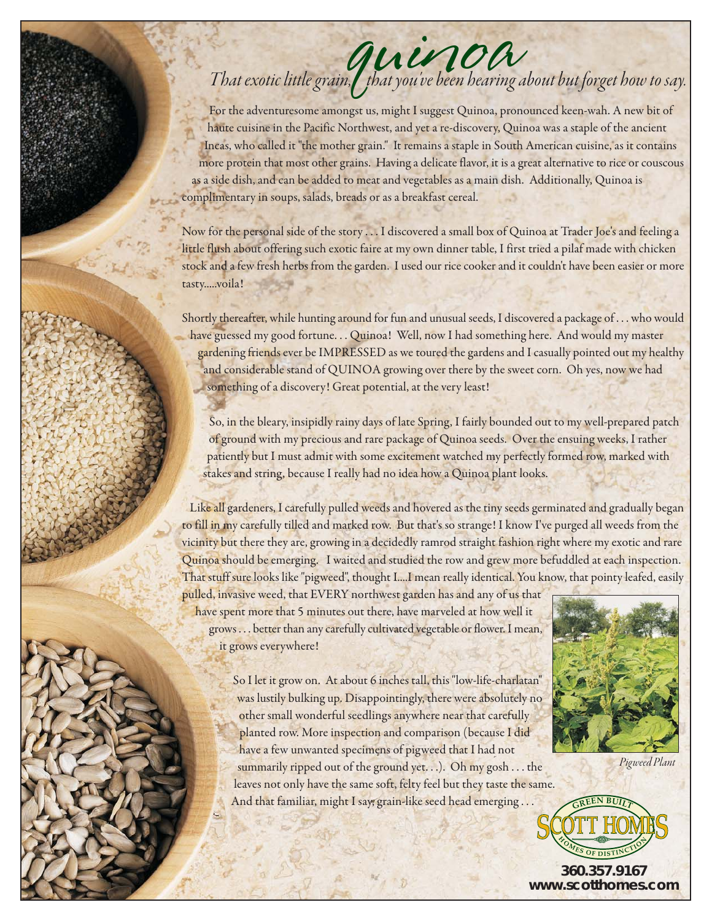# *quinoa*

*That exotic little grain, that you've been hearing about but forget how to say.*

For the adventuresome amongst us, might I suggest Quinoa, pronounced keen-wah. A new bit of haute cuisine in the Pacific Northwest, and yet a re-discovery, Quinoa was a staple of the ancient Incas, who called it "the mother grain." It remains a staple in South American cuisine, as it contains more protein that most other grains. Having a delicate flavor, it is a great alternative to rice or couscous as a side dish, and can be added to meat and vegetables as a main dish. Additionally, Quinoa is complimentary in soups, salads, breads or as a breakfast cereal.

Now for the personal side of the story . . . I discovered a small box of Quinoa at Trader Joe's and feeling a little flush about offering such exotic faire at my own dinner table, I first tried a pilaf made with chicken stock and a few fresh herbs from the garden. I used our rice cooker and it couldn't have been easier or more tasty.....voila!

Shortly thereafter, while hunting around for fun and unusual seeds, I discovered a package of . . . who would have guessed my good fortune. . . Quinoa! Well, now I had something here. And would my master gardening friends ever be IMPRESSED as we toured the gardens and I casually pointed out my healthy and considerable stand of QUINOA growing over there by the sweet corn. Oh yes, now we had something of a discovery! Great potential, at the very least!

So, in the bleary, insipidly rainy days of late Spring, I fairly bounded out to my well-prepared patch of ground with my precious and rare package of Quinoa seeds. Over the ensuing weeks, I rather patiently but I must admit with some excitement watched my perfectly formed row, marked with stakes and string, because I really had no idea how a Quinoa plant looks.

Like all gardeners, I carefully pulled weeds and hovered as the tiny seeds germinated and gradually began to fill in my carefully tilled and marked row. But that's so strange! I know I've purged all weeds from the vicinity but there they are, growing in a decidedly ramrod straight fashion right where my exotic and rare Quinoa should be emerging. I waited and studied the row and grew more befuddled at each inspection. That stuff sure looks like "pigweed", thought I....I mean really identical. You know, that pointy leafed, easily pulled, invasive weed, that EVERY northwest garden has and any of us that have spent more that 5 minutes out there, have marveled at how well it grows . . . better than any carefully cultivated vegetable or flower. I mean, it grows everywhere!

So I let it grow on. At about 6 inches tall, this "low-life-charlatan" was lustily bulking up. Disappointingly, there were absolutely no other small wonderful seedlings anywhere near that carefully planted row. More inspection and comparison (because I did have a few unwanted specimens of pigweed that I had not summarily ripped out of the ground yet. . .). Oh my gosh . . . the leaves not only have the same soft, felty feel but they taste the same. And that familiar, might I say, grain-like seed head emerging . . .

*Pigweed Plant*

GREEN BUILT SCOTT HOMES HOMES OF DISTINCTION

**360.357.9167**
**www.scotthomes.com**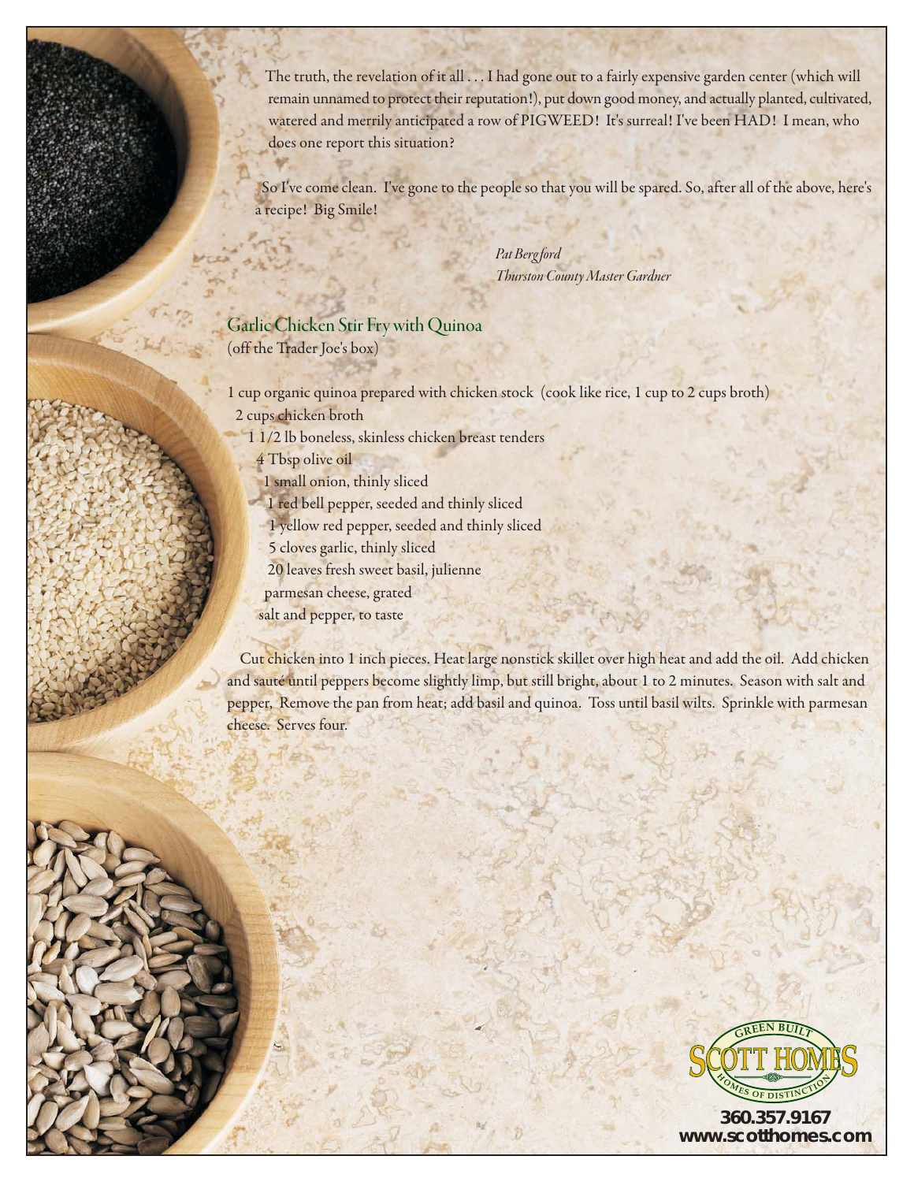The truth, the revelation of it all . . . I had gone out to a fairly expensive garden center (which will remain unnamed to protect their reputation!), put down good money, and actually planted, cultivated, watered and merrily anticipated a row of PIGWEED! It's surreal! I've been HAD! I mean, who does one report this situation?

So I've come clean. I've gone to the people so that you will be spared. So, after all of the above, here's a recipe! Big Smile!

*Pat Bergford*
*Thurston County Master Gardner*

## Garlic Chicken Stir Fry with Quinoa

(off the Trader Joe's box)

1 cup organic quinoa prepared with chicken stock (cook like rice, 1 cup to 2 cups broth)
2 cups chicken broth
1 1/2 lb boneless, skinless chicken breast tenders
4 Tbsp olive oil
1 small onion, thinly sliced
1 red bell pepper, seeded and thinly sliced
1 yellow red pepper, seeded and thinly sliced
5 cloves garlic, thinly sliced
20 leaves fresh sweet basil, julienne
parmesan cheese, grated
salt and pepper, to taste

Cut chicken into 1 inch pieces. Heat large nonstick skillet over high heat and add the oil. Add chicken and sauté until peppers become slightly limp, but still bright, about 1 to 2 minutes. Season with salt and pepper, Remove the pan from heat; add basil and quinoa. Toss until basil wilts. Sprinkle with parmesan cheese. Serves four.

GREEN BUILT
SCOTT HOMES
HOMES OF DISTINCTION

**360.357.9167**
**www.scotthomes.com**